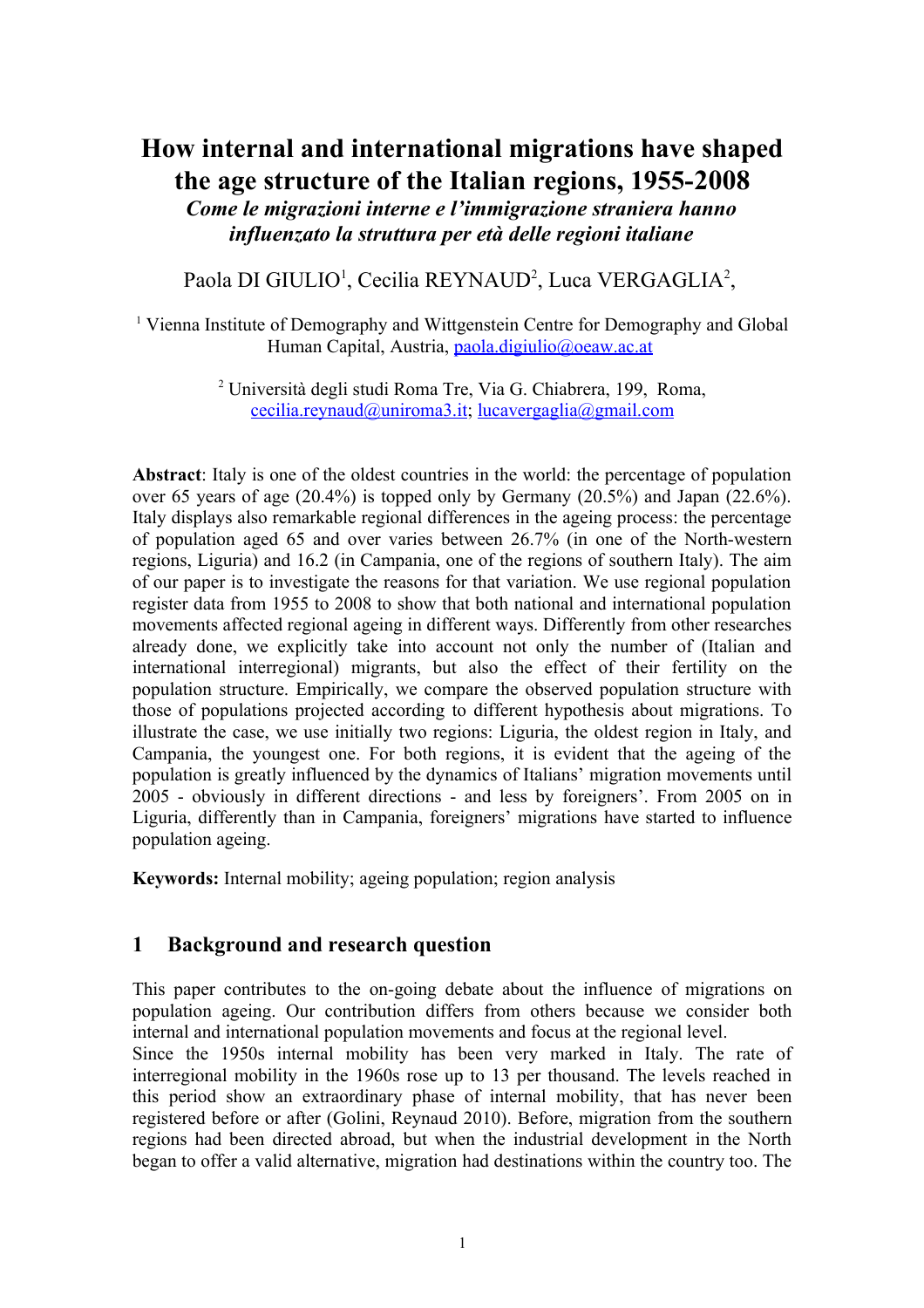# How internal and international migrations have shaped the age structure of the Italian regions, 1955-2008

***Come le migrazioni interne e l'immigrazione straniera hanno influenzato la struttura per età delle regioni italiane***

Paola DI GIULIO[1], Cecilia REYNAUD[2], Luca VERGAGLIA[2],

[1] Vienna Institute of Demography and Wittgenstein Centre for Demography and Global Human Capital, Austria, paola.digiulio@oeaw.ac.at

[2] Università degli studi Roma Tre, Via G. Chiabrera, 199, Roma, cecilia.reynaud@uniroma3.it; lucavergaglia@gmail.com

**Abstract**: Italy is one of the oldest countries in the world: the percentage of population over 65 years of age (20.4%) is topped only by Germany (20.5%) and Japan (22.6%). Italy displays also remarkable regional differences in the ageing process: the percentage of population aged 65 and over varies between 26.7% (in one of the North-western regions, Liguria) and 16.2 (in Campania, one of the regions of southern Italy). The aim of our paper is to investigate the reasons for that variation. We use regional population register data from 1955 to 2008 to show that both national and international population movements affected regional ageing in different ways. Differently from other researches already done, we explicitly take into account not only the number of (Italian and international interregional) migrants, but also the effect of their fertility on the population structure. Empirically, we compare the observed population structure with those of populations projected according to different hypothesis about migrations. To illustrate the case, we use initially two regions: Liguria, the oldest region in Italy, and Campania, the youngest one. For both regions, it is evident that the ageing of the population is greatly influenced by the dynamics of Italians' migration movements until 2005 - obviously in different directions - and less by foreigners'. From 2005 on in Liguria, differently than in Campania, foreigners' migrations have started to influence population ageing.

**Keywords:** Internal mobility; ageing population; region analysis

## 1 Background and research question

This paper contributes to the on-going debate about the influence of migrations on population ageing. Our contribution differs from others because we consider both internal and international population movements and focus at the regional level.

Since the 1950s internal mobility has been very marked in Italy. The rate of interregional mobility in the 1960s rose up to 13 per thousand. The levels reached in this period show an extraordinary phase of internal mobility, that has never been registered before or after (Golini, Reynaud 2010). Before, migration from the southern regions had been directed abroad, but when the industrial development in the North began to offer a valid alternative, migration had destinations within the country too. The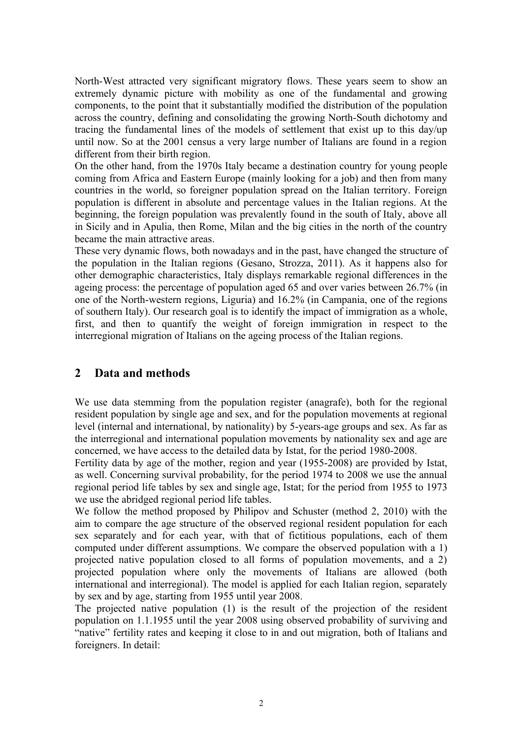North-West attracted very significant migratory flows. These years seem to show an extremely dynamic picture with mobility as one of the fundamental and growing components, to the point that it substantially modified the distribution of the population across the country, defining and consolidating the growing North-South dichotomy and tracing the fundamental lines of the models of settlement that exist up to this day/up until now. So at the 2001 census a very large number of Italians are found in a region different from their birth region.

On the other hand, from the 1970s Italy became a destination country for young people coming from Africa and Eastern Europe (mainly looking for a job) and then from many countries in the world, so foreigner population spread on the Italian territory. Foreign population is different in absolute and percentage values in the Italian regions. At the beginning, the foreign population was prevalently found in the south of Italy, above all in Sicily and in Apulia, then Rome, Milan and the big cities in the north of the country became the main attractive areas.

These very dynamic flows, both nowadays and in the past, have changed the structure of the population in the Italian regions (Gesano, Strozza, 2011). As it happens also for other demographic characteristics, Italy displays remarkable regional differences in the ageing process: the percentage of population aged 65 and over varies between 26.7% (in one of the North-western regions, Liguria) and 16.2% (in Campania, one of the regions of southern Italy). Our research goal is to identify the impact of immigration as a whole, first, and then to quantify the weight of foreign immigration in respect to the interregional migration of Italians on the ageing process of the Italian regions.

## 2 Data and methods

We use data stemming from the population register (anagrafe), both for the regional resident population by single age and sex, and for the population movements at regional level (internal and international, by nationality) by 5-years-age groups and sex. As far as the interregional and international population movements by nationality sex and age are concerned, we have access to the detailed data by Istat, for the period 1980-2008.

Fertility data by age of the mother, region and year (1955-2008) are provided by Istat, as well. Concerning survival probability, for the period 1974 to 2008 we use the annual regional period life tables by sex and single age, Istat; for the period from 1955 to 1973 we use the abridged regional period life tables.

We follow the method proposed by Philipov and Schuster (method 2, 2010) with the aim to compare the age structure of the observed regional resident population for each sex separately and for each year, with that of fictitious populations, each of them computed under different assumptions. We compare the observed population with a 1) projected native population closed to all forms of population movements, and a 2) projected population where only the movements of Italians are allowed (both international and interregional). The model is applied for each Italian region, separately by sex and by age, starting from 1955 until year 2008.

The projected native population (1) is the result of the projection of the resident population on 1.1.1955 until the year 2008 using observed probability of surviving and "native" fertility rates and keeping it close to in and out migration, both of Italians and foreigners. In detail: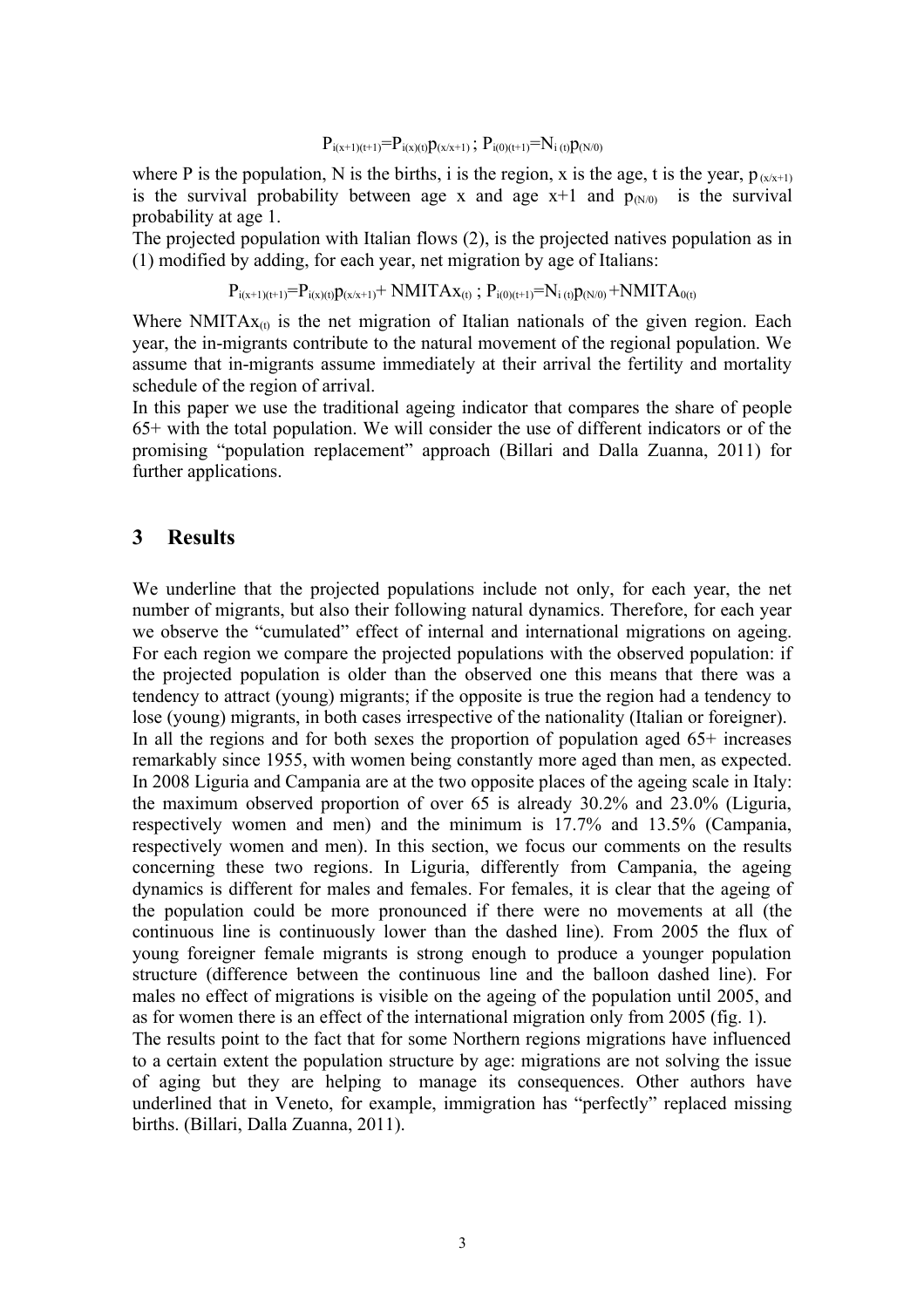$$P_{i(x+1)(t+1)}=P_{i(x)(t)}p_{(x/x+1)} \; ; \; P_{i(0)(t+1)}=N_{i\,(t)}p_{(N/0)}$$

where P is the population, N is the births, i is the region, x is the age, t is the year, $p_{(x/x+1)}$ is the survival probability between age x and age x+1 and $p_{(N/0)}$ is the survival probability at age 1.

The projected population with Italian flows (2), is the projected natives population as in (1) modified by adding, for each year, net migration by age of Italians:

$$P_{i(x+1)(t+1)}=P_{i(x)(t)}p_{(x/x+1)}+ NMITAx_{(t)} \; ; \; P_{i(0)(t+1)}=N_{i\,(t)}p_{(N/0)} +NMITA_{0(t)}$$

Where $NMITAx_{(t)}$ is the net migration of Italian nationals of the given region. Each year, the in-migrants contribute to the natural movement of the regional population. We assume that in-migrants assume immediately at their arrival the fertility and mortality schedule of the region of arrival.

In this paper we use the traditional ageing indicator that compares the share of people 65+ with the total population. We will consider the use of different indicators or of the promising "population replacement" approach (Billari and Dalla Zuanna, 2011) for further applications.

## 3 Results

We underline that the projected populations include not only, for each year, the net number of migrants, but also their following natural dynamics. Therefore, for each year we observe the "cumulated" effect of internal and international migrations on ageing. For each region we compare the projected populations with the observed population: if the projected population is older than the observed one this means that there was a tendency to attract (young) migrants; if the opposite is true the region had a tendency to lose (young) migrants, in both cases irrespective of the nationality (Italian or foreigner).

In all the regions and for both sexes the proportion of population aged 65+ increases remarkably since 1955, with women being constantly more aged than men, as expected. In 2008 Liguria and Campania are at the two opposite places of the ageing scale in Italy: the maximum observed proportion of over 65 is already 30.2% and 23.0% (Liguria, respectively women and men) and the minimum is 17.7% and 13.5% (Campania, respectively women and men). In this section, we focus our comments on the results concerning these two regions. In Liguria, differently from Campania, the ageing dynamics is different for males and females. For females, it is clear that the ageing of the population could be more pronounced if there were no movements at all (the continuous line is continuously lower than the dashed line). From 2005 the flux of young foreigner female migrants is strong enough to produce a younger population structure (difference between the continuous line and the balloon dashed line). For males no effect of migrations is visible on the ageing of the population until 2005, and as for women there is an effect of the international migration only from 2005 (fig. 1).

The results point to the fact that for some Northern regions migrations have influenced to a certain extent the population structure by age: migrations are not solving the issue of aging but they are helping to manage its consequences. Other authors have underlined that in Veneto, for example, immigration has "perfectly" replaced missing births. (Billari, Dalla Zuanna, 2011).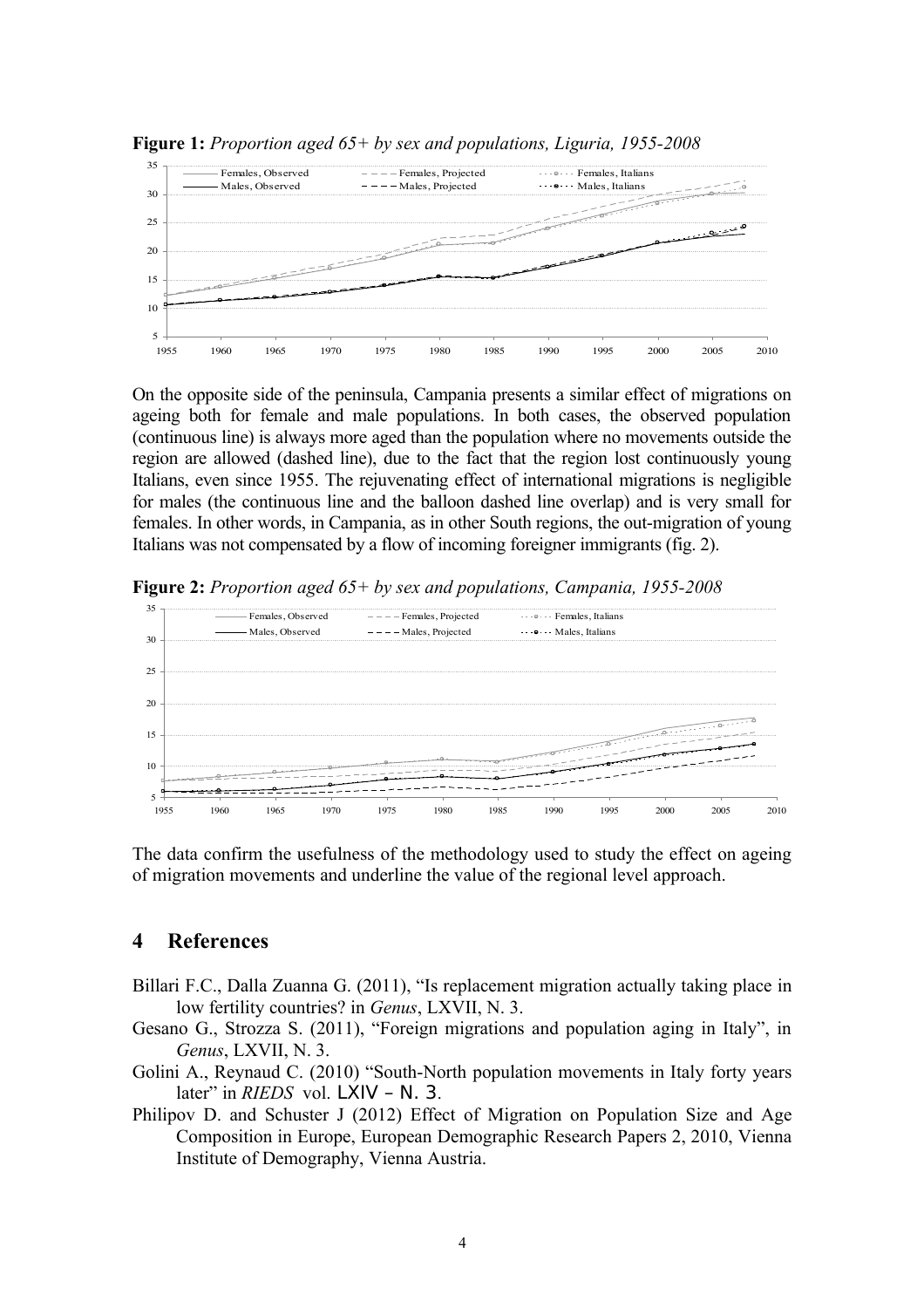**Figure 1:** *Proportion aged 65+ by sex and populations, Liguria, 1955-2008*

Females, Observed
Females, Projected
Females, Italians
Males, Observed
Males, Projected
Males, Italians

35
30
25
20
15
10
5

1955 1960 1965 1970 1975 1980 1985 1990 1995 2000 2005 2010

On the opposite side of the peninsula, Campania presents a similar effect of migrations on ageing both for female and male populations. In both cases, the observed population (continuous line) is always more aged than the population where no movements outside the region are allowed (dashed line), due to the fact that the region lost continuously young Italians, even since 1955. The rejuvenating effect of international migrations is negligible for males (the continuous line and the balloon dashed line overlap) and is very small for females. In other words, in Campania, as in other South regions, the out-migration of young Italians was not compensated by a flow of incoming foreigner immigrants (fig. 2).

**Figure 2:** *Proportion aged 65+ by sex and populations, Campania, 1955-2008*

Females, Observed
Females, Projected
Females, Italians
Males, Observed
Males, Projected
Males, Italians

35
30
25
20
15
10
5

1955 1960 1965 1970 1975 1980 1985 1990 1995 2000 2005 2010

The data confirm the usefulness of the methodology used to study the effect on ageing of migration movements and underline the value of the regional level approach.

## 4 References

Billari F.C., Dalla Zuanna G. (2011), "Is replacement migration actually taking place in low fertility countries? in *Genus*, LXVII, N. 3.

Gesano G., Strozza S. (2011), "Foreign migrations and population aging in Italy", in *Genus*, LXVII, N. 3.

Golini A., Reynaud C. (2010) "South-North population movements in Italy forty years later" in *RIEDS* vol. LXIV – N. 3.

Philipov D. and Schuster J (2012) Effect of Migration on Population Size and Age Composition in Europe, European Demographic Research Papers 2, 2010, Vienna Institute of Demography, Vienna Austria.